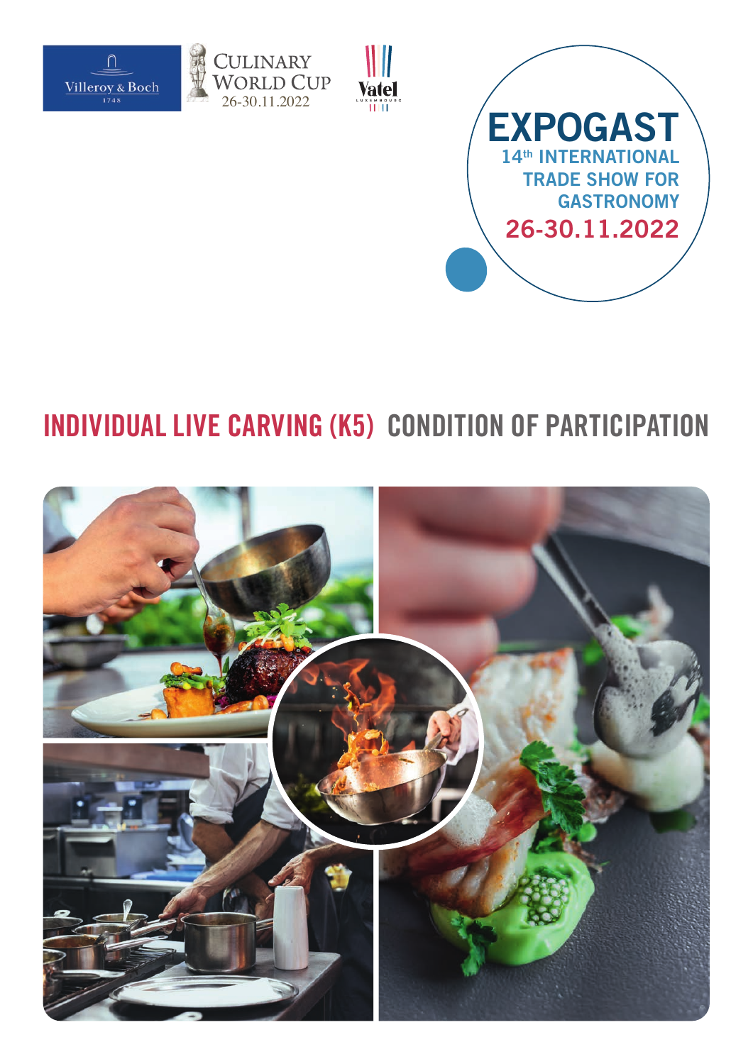Villeroy & Boch 1748

CULINARY WORLD CUP 26-30.11.2022

Vatel LUXEMBOURG

# EXPOGAST

14th INTERNATIONAL TRADE SHOW FOR GASTRONOMY

26-30.11.2022

## INDIVIDUAL LIVE CARVING (K5) CONDITION OF PARTICIPATION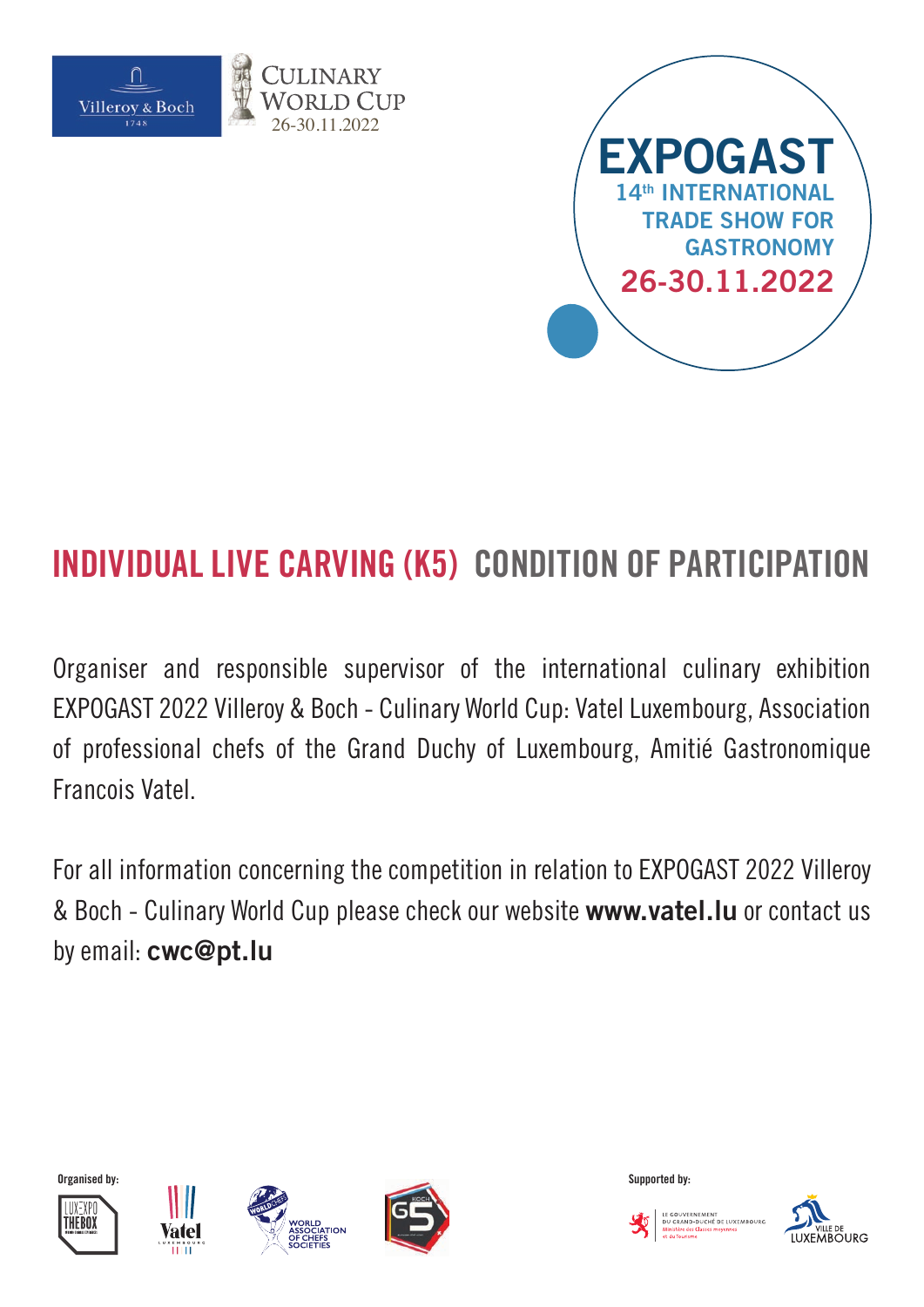Villeroy & Boch 1748

CULINARY WORLD CUP 26-30.11.2022

**EXPOGAST**
**14th INTERNATIONAL TRADE SHOW FOR GASTRONOMY**
**26-30.11.2022**

# INDIVIDUAL LIVE CARVING (K5) CONDITION OF PARTICIPATION

Organiser and responsible supervisor of the international culinary exhibition EXPOGAST 2022 Villeroy & Boch - Culinary World Cup: Vatel Luxembourg, Association of professional chefs of the Grand Duchy of Luxembourg, Amitié Gastronomique Francois Vatel.

For all information concerning the competition in relation to EXPOGAST 2022 Villeroy & Boch - Culinary World Cup please check our website **www.vatel.lu** or contact us by email: **cwc@pt.lu**

Organised by: LUXEXPO THE BOX, Vatel Luxembourg, World Association of Chefs Societies, Koch G5

Supported by: Le Gouvernement du Grand-Duché de Luxembourg, Ministère des Classes moyennes et du Tourisme; Ville de Luxembourg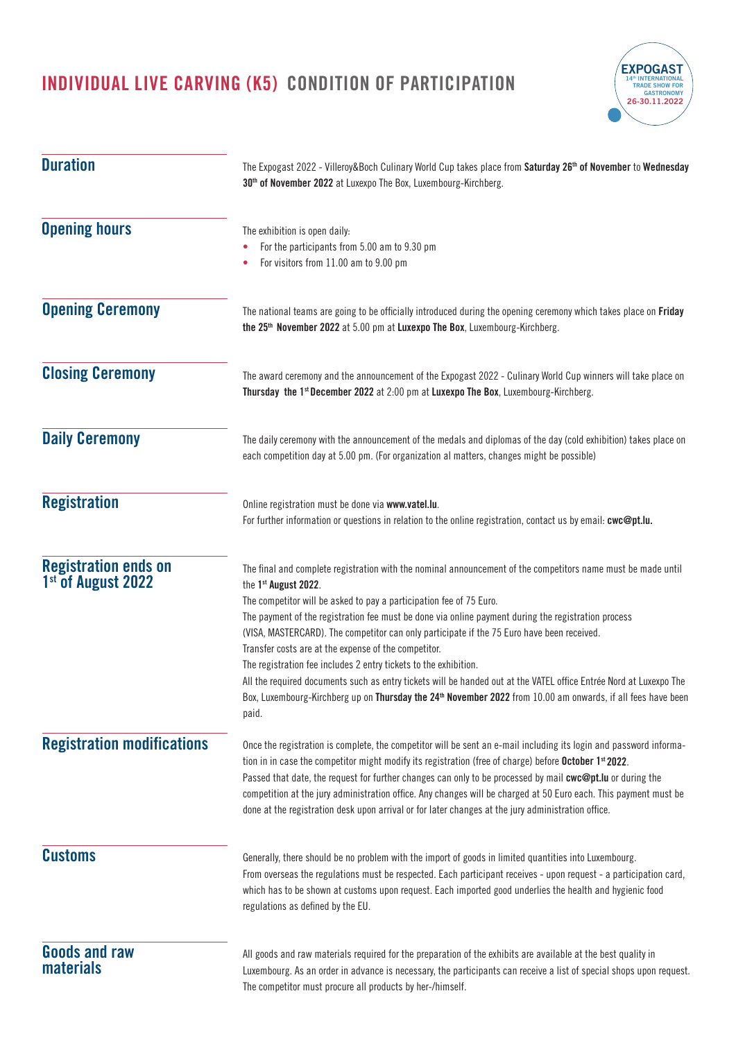# INDIVIDUAL LIVE CARVING (K5) CONDITION OF PARTICIPATION

## Duration

The Expogast 2022 - Villeroy&Boch Culinary World Cup takes place from **Saturday 26th of November** to **Wednesday 30th of November 2022** at Luxexpo The Box, Luxembourg-Kirchberg.

## Opening hours

The exhibition is open daily:

- For the participants from 5.00 am to 9.30 pm
- For visitors from 11.00 am to 9.00 pm

## Opening Ceremony

The national teams are going to be officially introduced during the opening ceremony which takes place on **Friday the 25th November 2022** at 5.00 pm at **Luxexpo The Box**, Luxembourg-Kirchberg.

## Closing Ceremony

The award ceremony and the announcement of the Expogast 2022 - Culinary World Cup winners will take place on **Thursday the 1st December 2022** at 2:00 pm at **Luxexpo The Box**, Luxembourg-Kirchberg.

## Daily Ceremony

The daily ceremony with the announcement of the medals and diplomas of the day (cold exhibition) takes place on each competition day at 5.00 pm. (For organization al matters, changes might be possible)

## Registration

Online registration must be done via **www.vatel.lu**.
For further information or questions in relation to the online registration, contact us by email: **cwc@pt.lu.**

## Registration ends on 1st of August 2022

The final and complete registration with the nominal announcement of the competitors name must be made until the **1st August 2022**.
The competitor will be asked to pay a participation fee of 75 Euro.
The payment of the registration fee must be done via online payment during the registration process (VISA, MASTERCARD). The competitor can only participate if the 75 Euro have been received.
Transfer costs are at the expense of the competitor.
The registration fee includes 2 entry tickets to the exhibition.
All the required documents such as entry tickets will be handed out at the VATEL office Entrée Nord at Luxexpo The Box, Luxembourg-Kirchberg up on **Thursday the 24th November 2022** from 10.00 am onwards, if all fees have been paid.

## Registration modifications

Once the registration is complete, the competitor will be sent an e-mail including its login and password information in in case the competitor might modify its registration (free of charge) before **October 1st 2022**.
Passed that date, the request for further changes can only to be processed by mail **cwc@pt.lu** or during the competition at the jury administration office. Any changes will be charged at 50 Euro each. This payment must be done at the registration desk upon arrival or for later changes at the jury administration office.

## Customs

Generally, there should be no problem with the import of goods in limited quantities into Luxembourg.
From overseas the regulations must be respected. Each participant receives - upon request - a participation card, which has to be shown at customs upon request. Each imported good underlies the health and hygienic food regulations as defined by the EU.

## Goods and raw materials

All goods and raw materials required for the preparation of the exhibits are available at the best quality in Luxembourg. As an order in advance is necessary, the participants can receive a list of special shops upon request. The competitor must procure all products by her-/himself.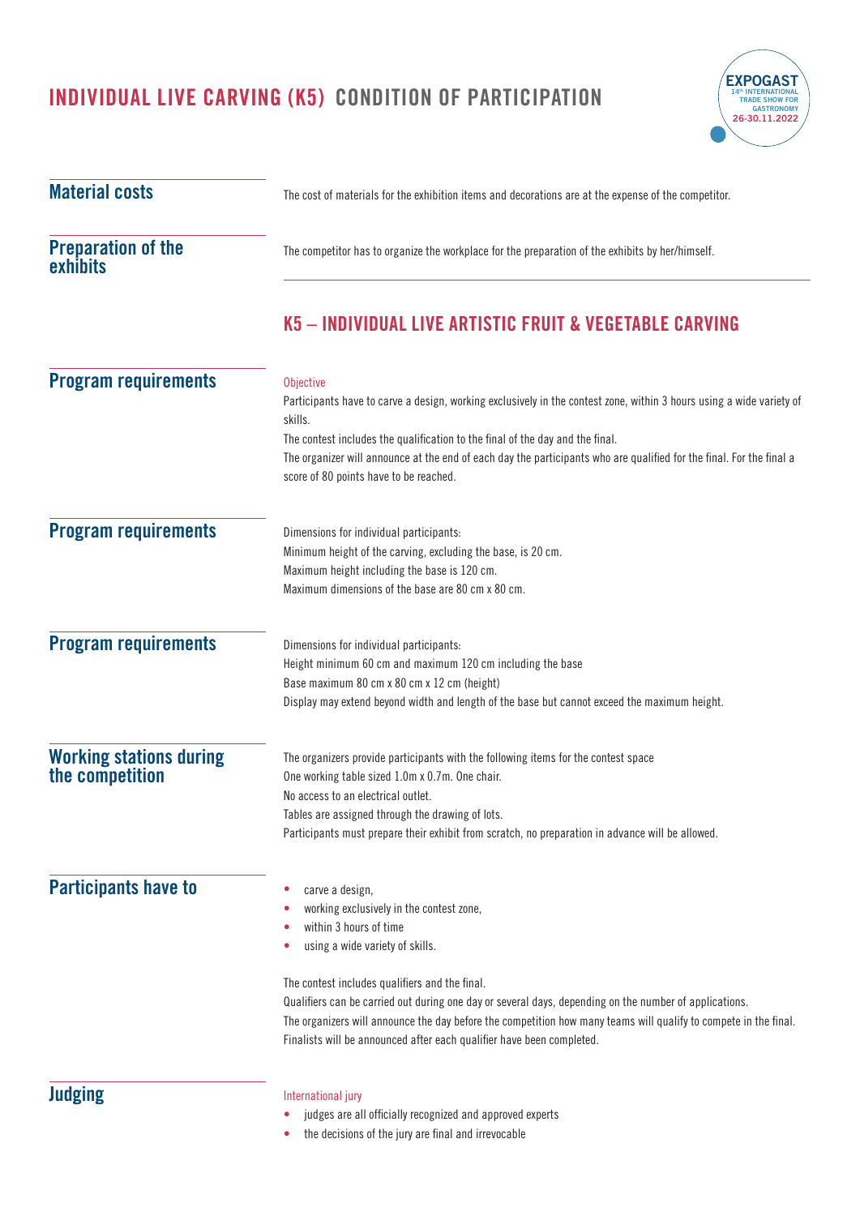# INDIVIDUAL LIVE CARVING (K5) CONDITION OF PARTICIPATION

## Material costs

The cost of materials for the exhibition items and decorations are at the expense of the competitor.

## Preparation of the exhibits

The competitor has to organize the workplace for the preparation of the exhibits by her/himself.

## K5 – INDIVIDUAL LIVE ARTISTIC FRUIT & VEGETABLE CARVING

## Program requirements

Objective

Participants have to carve a design, working exclusively in the contest zone, within 3 hours using a wide variety of skills.

The contest includes the qualification to the final of the day and the final.

The organizer will announce at the end of each day the participants who are qualified for the final. For the final a score of 80 points have to be reached.

## Program requirements

Dimensions for individual participants:

Minimum height of the carving, excluding the base, is 20 cm.

Maximum height including the base is 120 cm.

Maximum dimensions of the base are 80 cm x 80 cm.

## Program requirements

Dimensions for individual participants:

Height minimum 60 cm and maximum 120 cm including the base

Base maximum 80 cm x 80 cm x 12 cm (height)

Display may extend beyond width and length of the base but cannot exceed the maximum height.

## Working stations during the competition

The organizers provide participants with the following items for the contest space

One working table sized 1.0m x 0.7m. One chair.

No access to an electrical outlet.

Tables are assigned through the drawing of lots.

Participants must prepare their exhibit from scratch, no preparation in advance will be allowed.

## Participants have to

- carve a design,
- working exclusively in the contest zone,
- within 3 hours of time
- using a wide variety of skills.

The contest includes qualifiers and the final.

Qualifiers can be carried out during one day or several days, depending on the number of applications.

The organizers will announce the day before the competition how many teams will qualify to compete in the final.

Finalists will be announced after each qualifier have been completed.

## Judging

International jury

- judges are all officially recognized and approved experts
- the decisions of the jury are final and irrevocable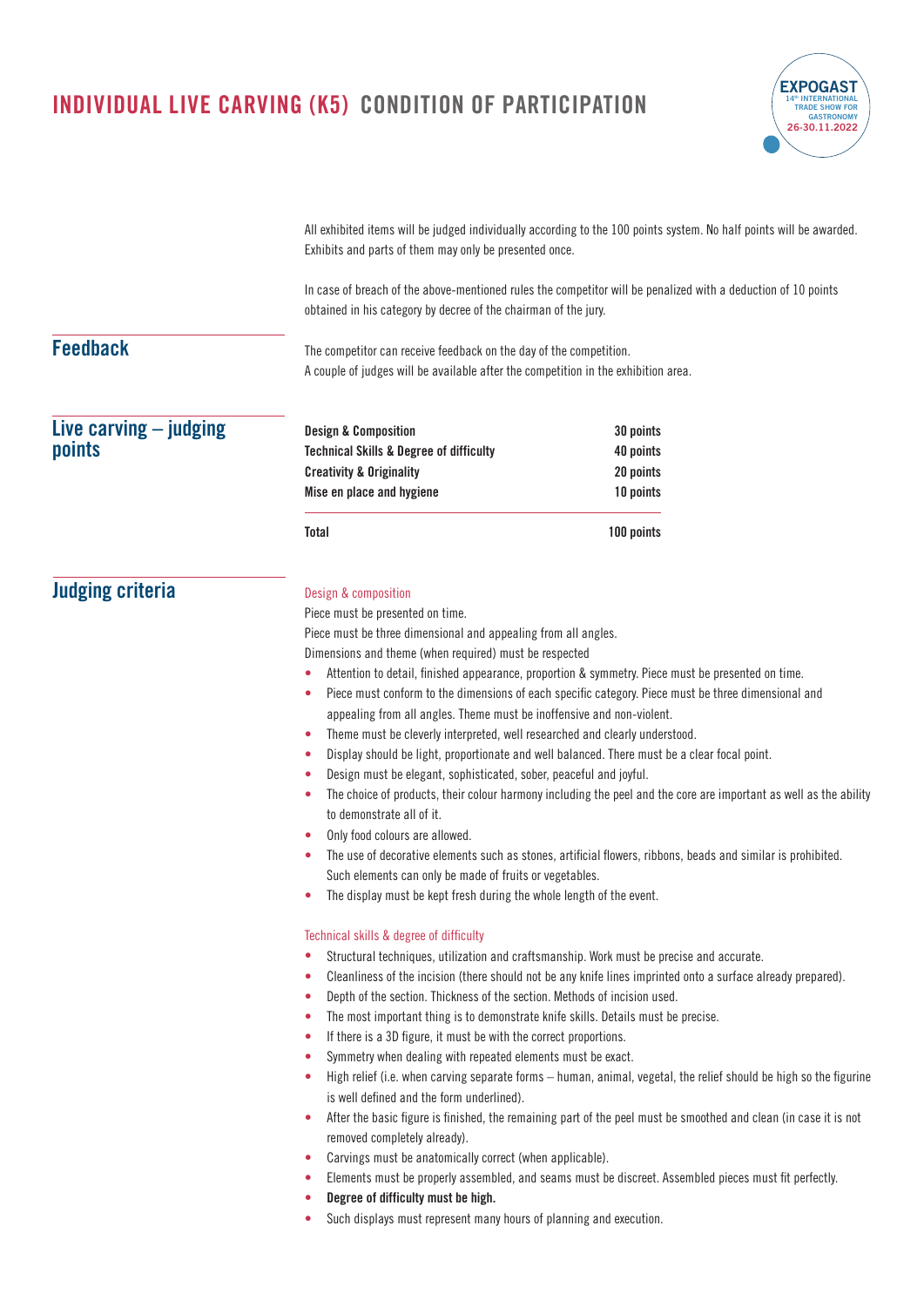# INDIVIDUAL LIVE CARVING (K5) CONDITION OF PARTICIPATION

All exhibited items will be judged individually according to the 100 points system. No half points will be awarded. Exhibits and parts of them may only be presented once.

In case of breach of the above-mentioned rules the competitor will be penalized with a deduction of 10 points obtained in his category by decree of the chairman of the jury.

## Feedback

The competitor can receive feedback on the day of the competition.
A couple of judges will be available after the competition in the exhibition area.

## Live carving – judging points

| | |
|---|---|
| **Design & Composition** | **30 points** |
| **Technical Skills & Degree of difficulty** | **40 points** |
| **Creativity & Originality** | **20 points** |
| **Mise en place and hygiene** | **10 points** |
| **Total** | **100 points** |

## Judging criteria

### Design & composition

Piece must be presented on time.
Piece must be three dimensional and appealing from all angles.
Dimensions and theme (when required) must be respected

- Attention to detail, finished appearance, proportion & symmetry. Piece must be presented on time.
- Piece must conform to the dimensions of each specific category. Piece must be three dimensional and appealing from all angles. Theme must be inoffensive and non-violent.
- Theme must be cleverly interpreted, well researched and clearly understood.
- Display should be light, proportionate and well balanced. There must be a clear focal point.
- Design must be elegant, sophisticated, sober, peaceful and joyful.
- The choice of products, their colour harmony including the peel and the core are important as well as the ability to demonstrate all of it.
- Only food colours are allowed.
- The use of decorative elements such as stones, artificial flowers, ribbons, beads and similar is prohibited. Such elements can only be made of fruits or vegetables.
- The display must be kept fresh during the whole length of the event.

### Technical skills & degree of difficulty

- Structural techniques, utilization and craftsmanship. Work must be precise and accurate.
- Cleanliness of the incision (there should not be any knife lines imprinted onto a surface already prepared).
- Depth of the section. Thickness of the section. Methods of incision used.
- The most important thing is to demonstrate knife skills. Details must be precise.
- If there is a 3D figure, it must be with the correct proportions.
- Symmetry when dealing with repeated elements must be exact.
- High relief (i.e. when carving separate forms – human, animal, vegetal, the relief should be high so the figurine is well defined and the form underlined).
- After the basic figure is finished, the remaining part of the peel must be smoothed and clean (in case it is not removed completely already).
- Carvings must be anatomically correct (when applicable).
- Elements must be properly assembled, and seams must be discreet. Assembled pieces must fit perfectly.
- **Degree of difficulty must be high.**
- Such displays must represent many hours of planning and execution.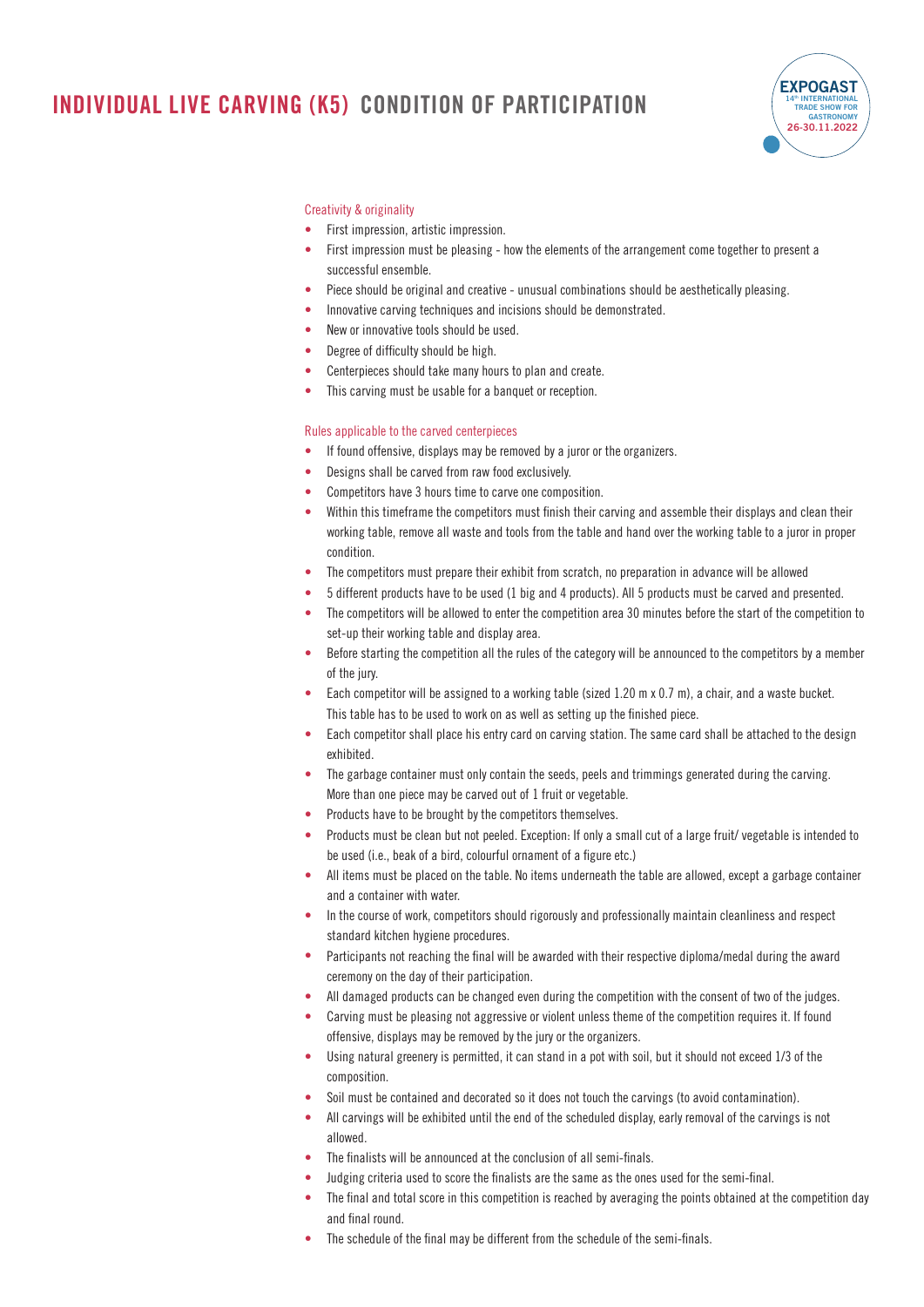# INDIVIDUAL LIVE CARVING (K5) CONDITION OF PARTICIPATION

### Creativity & originality

- First impression, artistic impression.
- First impression must be pleasing - how the elements of the arrangement come together to present a successful ensemble.
- Piece should be original and creative - unusual combinations should be aesthetically pleasing.
- Innovative carving techniques and incisions should be demonstrated.
- New or innovative tools should be used.
- Degree of difficulty should be high.
- Centerpieces should take many hours to plan and create.
- This carving must be usable for a banquet or reception.

### Rules applicable to the carved centerpieces

- If found offensive, displays may be removed by a juror or the organizers.
- Designs shall be carved from raw food exclusively.
- Competitors have 3 hours time to carve one composition.
- Within this timeframe the competitors must finish their carving and assemble their displays and clean their working table, remove all waste and tools from the table and hand over the working table to a juror in proper condition.
- The competitors must prepare their exhibit from scratch, no preparation in advance will be allowed
- 5 different products have to be used (1 big and 4 products). All 5 products must be carved and presented.
- The competitors will be allowed to enter the competition area 30 minutes before the start of the competition to set-up their working table and display area.
- Before starting the competition all the rules of the category will be announced to the competitors by a member of the jury.
- Each competitor will be assigned to a working table (sized 1.20 m x 0.7 m), a chair, and a waste bucket. This table has to be used to work on as well as setting up the finished piece.
- Each competitor shall place his entry card on carving station. The same card shall be attached to the design exhibited.
- The garbage container must only contain the seeds, peels and trimmings generated during the carving. More than one piece may be carved out of 1 fruit or vegetable.
- Products have to be brought by the competitors themselves.
- Products must be clean but not peeled. Exception: If only a small cut of a large fruit/ vegetable is intended to be used (i.e., beak of a bird, colourful ornament of a figure etc.)
- All items must be placed on the table. No items underneath the table are allowed, except a garbage container and a container with water.
- In the course of work, competitors should rigorously and professionally maintain cleanliness and respect standard kitchen hygiene procedures.
- Participants not reaching the final will be awarded with their respective diploma/medal during the award ceremony on the day of their participation.
- All damaged products can be changed even during the competition with the consent of two of the judges.
- Carving must be pleasing not aggressive or violent unless theme of the competition requires it. If found offensive, displays may be removed by the jury or the organizers.
- Using natural greenery is permitted, it can stand in a pot with soil, but it should not exceed 1/3 of the composition.
- Soil must be contained and decorated so it does not touch the carvings (to avoid contamination).
- All carvings will be exhibited until the end of the scheduled display, early removal of the carvings is not allowed.
- The finalists will be announced at the conclusion of all semi-finals.
- Judging criteria used to score the finalists are the same as the ones used for the semi-final.
- The final and total score in this competition is reached by averaging the points obtained at the competition day and final round.
- The schedule of the final may be different from the schedule of the semi-finals.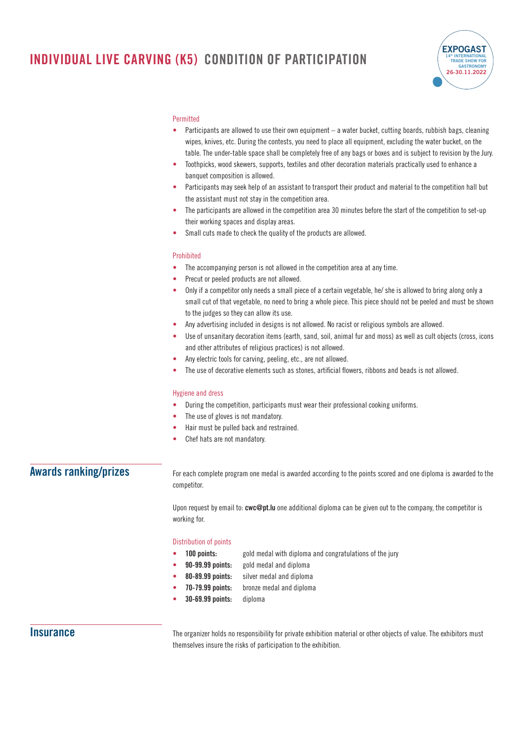# INDIVIDUAL LIVE CARVING (K5) CONDITION OF PARTICIPATION

### Permitted

- Participants are allowed to use their own equipment – a water bucket, cutting boards, rubbish bags, cleaning wipes, knives, etc. During the contests, you need to place all equipment, excluding the water bucket, on the table. The under-table space shall be completely free of any bags or boxes and is subject to revision by the Jury.
- Toothpicks, wood skewers, supports, textiles and other decoration materials practically used to enhance a banquet composition is allowed.
- Participants may seek help of an assistant to transport their product and material to the competition hall but the assistant must not stay in the competition area.
- The participants are allowed in the competition area 30 minutes before the start of the competition to set-up their working spaces and display areas.
- Small cuts made to check the quality of the products are allowed.

### Prohibited

- The accompanying person is not allowed in the competition area at any time.
- Precut or peeled products are not allowed.
- Only if a competitor only needs a small piece of a certain vegetable, he/ she is allowed to bring along only a small cut of that vegetable, no need to bring a whole piece. This piece should not be peeled and must be shown to the judges so they can allow its use.
- Any advertising included in designs is not allowed. No racist or religious symbols are allowed.
- Use of unsanitary decoration items (earth, sand, soil, animal fur and moss) as well as cult objects (cross, icons and other attributes of religious practices) is not allowed.
- Any electric tools for carving, peeling, etc., are not allowed.
- The use of decorative elements such as stones, artificial flowers, ribbons and beads is not allowed.

### Hygiene and dress

- During the competition, participants must wear their professional cooking uniforms.
- The use of gloves is not mandatory.
- Hair must be pulled back and restrained.
- Chef hats are not mandatory.

## Awards ranking/prizes

For each complete program one medal is awarded according to the points scored and one diploma is awarded to the competitor.

Upon request by email to: **cwc@pt.lu** one additional diploma can be given out to the company, the competitor is working for.

### Distribution of points

- **100 points:** gold medal with diploma and congratulations of the jury
- **90-99.99 points:** gold medal and diploma
- **80-89.99 points:** silver medal and diploma
- **70-79.99 points:** bronze medal and diploma
- **30-69.99 points:** diploma

## Insurance

The organizer holds no responsibility for private exhibition material or other objects of value. The exhibitors must themselves insure the risks of participation to the exhibition.